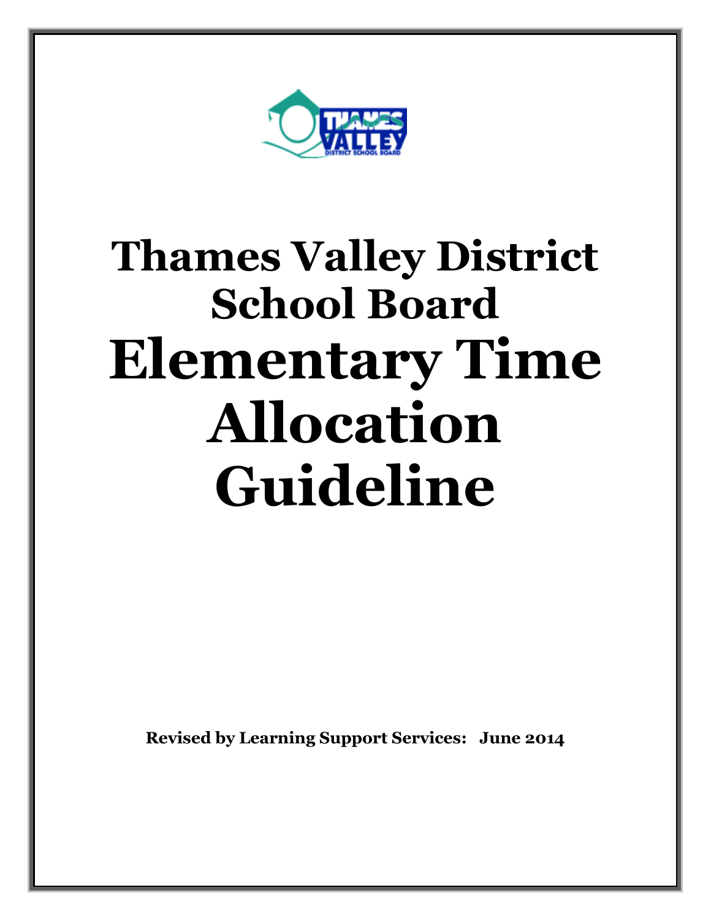# Thames Valley District School Board

# Elementary Time Allocation Guideline

**Revised by Learning Support Services: June 2014**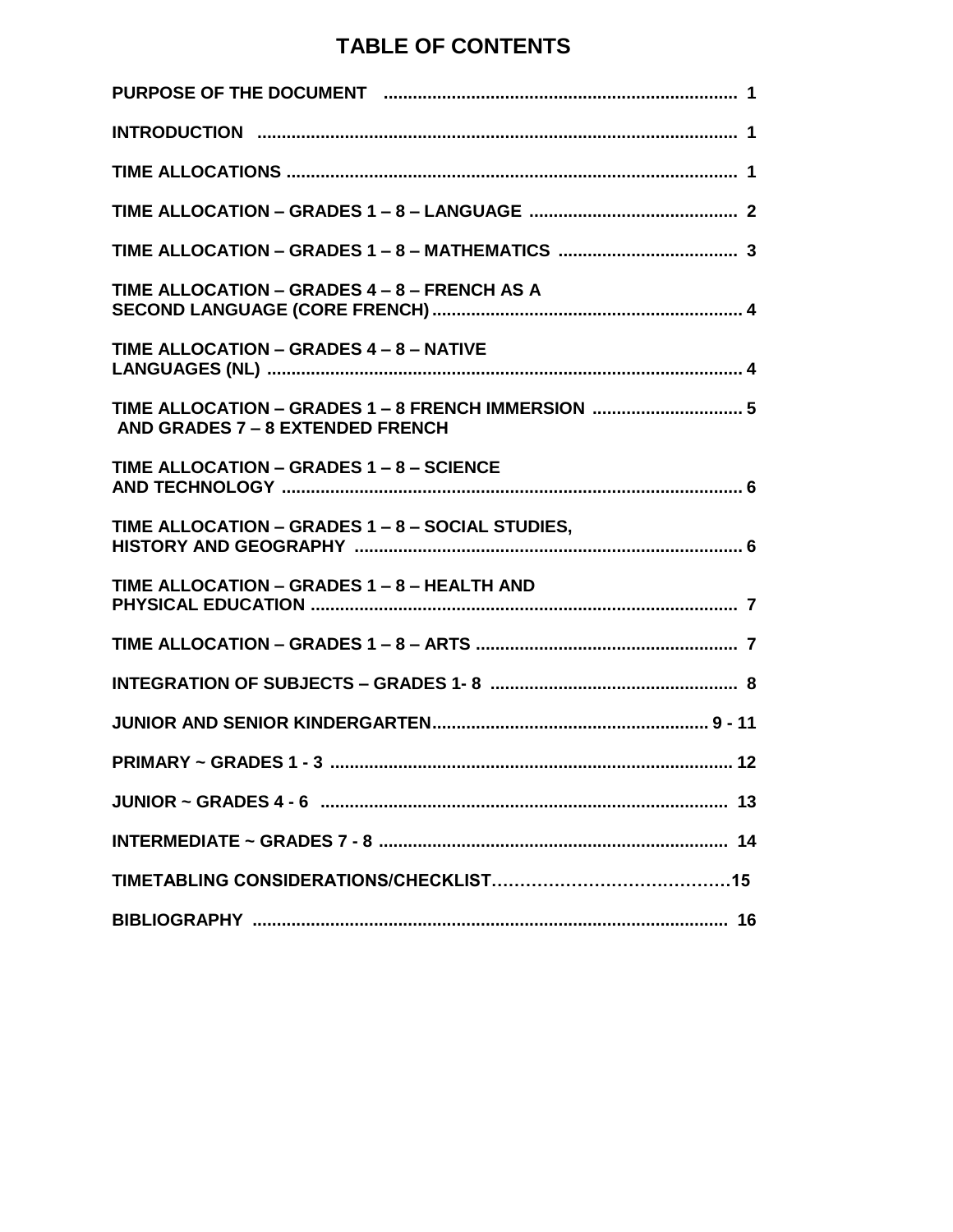# TABLE OF CONTENTS

| | |
|---|---|
| **PURPOSE OF THE DOCUMENT** | **1** |
| **INTRODUCTION** | **1** |
| **TIME ALLOCATIONS** | **1** |
| **TIME ALLOCATION – GRADES 1 – 8 – LANGUAGE** | **2** |
| **TIME ALLOCATION – GRADES 1 – 8 – MATHEMATICS** | **3** |
| **TIME ALLOCATION – GRADES 4 – 8 – FRENCH AS A SECOND LANGUAGE (CORE FRENCH)** | **4** |
| **TIME ALLOCATION – GRADES 4 – 8 – NATIVE LANGUAGES (NL)** | **4** |
| **TIME ALLOCATION – GRADES 1 – 8 FRENCH IMMERSION AND GRADES 7 – 8 EXTENDED FRENCH** | **5** |
| **TIME ALLOCATION – GRADES 1 – 8 – SCIENCE AND TECHNOLOGY** | **6** |
| **TIME ALLOCATION – GRADES 1 – 8 – SOCIAL STUDIES, HISTORY AND GEOGRAPHY** | **6** |
| **TIME ALLOCATION – GRADES 1 – 8 – HEALTH AND PHYSICAL EDUCATION** | **7** |
| **TIME ALLOCATION – GRADES 1 – 8 – ARTS** | **7** |
| **INTEGRATION OF SUBJECTS – GRADES 1- 8** | **8** |
| **JUNIOR AND SENIOR KINDERGARTEN** | **9 - 11** |
| **PRIMARY ~ GRADES 1 - 3** | **12** |
| **JUNIOR ~ GRADES 4 - 6** | **13** |
| **INTERMEDIATE ~ GRADES 7 - 8** | **14** |
| **TIMETABLING CONSIDERATIONS/CHECKLIST** | **15** |
| **BIBLIOGRAPHY** | **16** |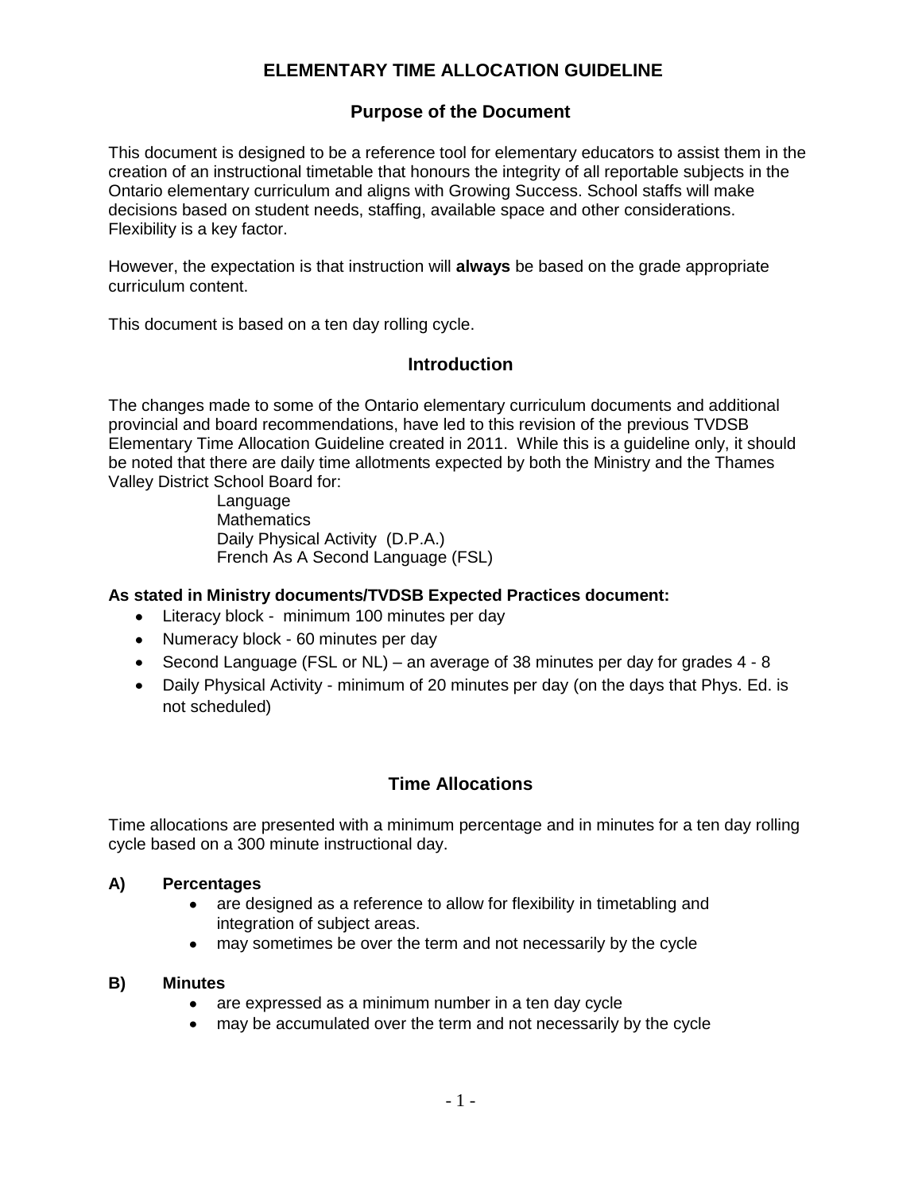# ELEMENTARY TIME ALLOCATION GUIDELINE

## Purpose of the Document

This document is designed to be a reference tool for elementary educators to assist them in the creation of an instructional timetable that honours the integrity of all reportable subjects in the Ontario elementary curriculum and aligns with Growing Success. School staffs will make decisions based on student needs, staffing, available space and other considerations. Flexibility is a key factor.

However, the expectation is that instruction will **always** be based on the grade appropriate curriculum content.

This document is based on a ten day rolling cycle.

## Introduction

The changes made to some of the Ontario elementary curriculum documents and additional provincial and board recommendations, have led to this revision of the previous TVDSB Elementary Time Allocation Guideline created in 2011. While this is a guideline only, it should be noted that there are daily time allotments expected by both the Ministry and the Thames Valley District School Board for:

Language
Mathematics
Daily Physical Activity (D.P.A.)
French As A Second Language (FSL)

**As stated in Ministry documents/TVDSB Expected Practices document:**

- Literacy block - minimum 100 minutes per day
- Numeracy block - 60 minutes per day
- Second Language (FSL or NL) – an average of 38 minutes per day for grades 4 - 8
- Daily Physical Activity - minimum of 20 minutes per day (on the days that Phys. Ed. is not scheduled)

## Time Allocations

Time allocations are presented with a minimum percentage and in minutes for a ten day rolling cycle based on a 300 minute instructional day.

**A) Percentages**

- are designed as a reference to allow for flexibility in timetabling and integration of subject areas.
- may sometimes be over the term and not necessarily by the cycle

**B) Minutes**

- are expressed as a minimum number in a ten day cycle
- may be accumulated over the term and not necessarily by the cycle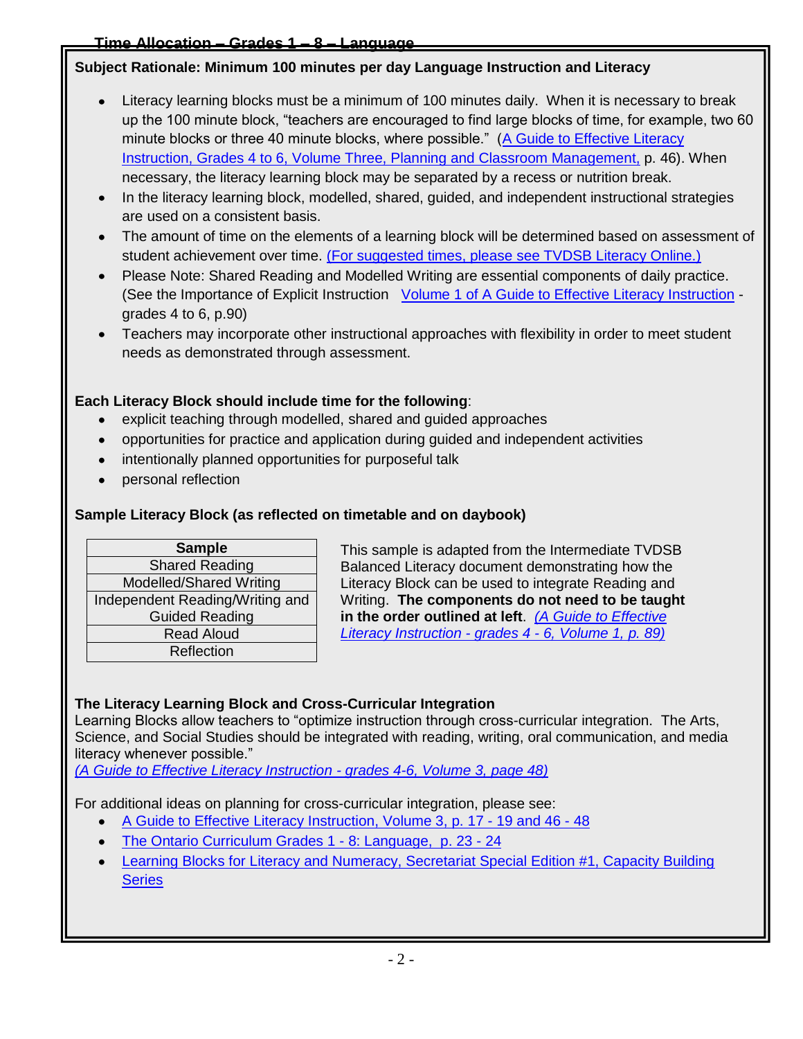## Time Allocation – Grades 1 – 8 – Language

**Subject Rationale: Minimum 100 minutes per day Language Instruction and Literacy**

- Literacy learning blocks must be a minimum of 100 minutes daily. When it is necessary to break up the 100 minute block, "teachers are encouraged to find large blocks of time, for example, two 60 minute blocks or three 40 minute blocks, where possible." (A Guide to Effective Literacy Instruction, Grades 4 to 6, Volume Three, Planning and Classroom Management, p. 46). When necessary, the literacy learning block may be separated by a recess or nutrition break.
- In the literacy learning block, modelled, shared, guided, and independent instructional strategies are used on a consistent basis.
- The amount of time on the elements of a learning block will be determined based on assessment of student achievement over time. (For suggested times, please see TVDSB Literacy Online.)
- Please Note: Shared Reading and Modelled Writing are essential components of daily practice. (See the Importance of Explicit Instruction Volume 1 of A Guide to Effective Literacy Instruction - grades 4 to 6, p.90)
- Teachers may incorporate other instructional approaches with flexibility in order to meet student needs as demonstrated through assessment.

**Each Literacy Block should include time for the following**:

- explicit teaching through modelled, shared and guided approaches
- opportunities for practice and application during guided and independent activities
- intentionally planned opportunities for purposeful talk
- personal reflection

**Sample Literacy Block (as reflected on timetable and on daybook)**

| Sample |
|---|
| Shared Reading |
| Modelled/Shared Writing |
| Independent Reading/Writing and Guided Reading |
| Read Aloud |
| Reflection |

This sample is adapted from the Intermediate TVDSB Balanced Literacy document demonstrating how the Literacy Block can be used to integrate Reading and Writing. **The components do not need to be taught in the order outlined at left**. *(A Guide to Effective Literacy Instruction - grades 4 - 6, Volume 1, p. 89)*

**The Literacy Learning Block and Cross-Curricular Integration**

Learning Blocks allow teachers to "optimize instruction through cross-curricular integration. The Arts, Science, and Social Studies should be integrated with reading, writing, oral communication, and media literacy whenever possible."
*(A Guide to Effective Literacy Instruction - grades 4-6, Volume 3, page 48)*

For additional ideas on planning for cross-curricular integration, please see:

- A Guide to Effective Literacy Instruction, Volume 3, p. 17 - 19 and 46 - 48
- The Ontario Curriculum Grades 1 - 8: Language, p. 23 - 24
- Learning Blocks for Literacy and Numeracy, Secretariat Special Edition #1, Capacity Building Series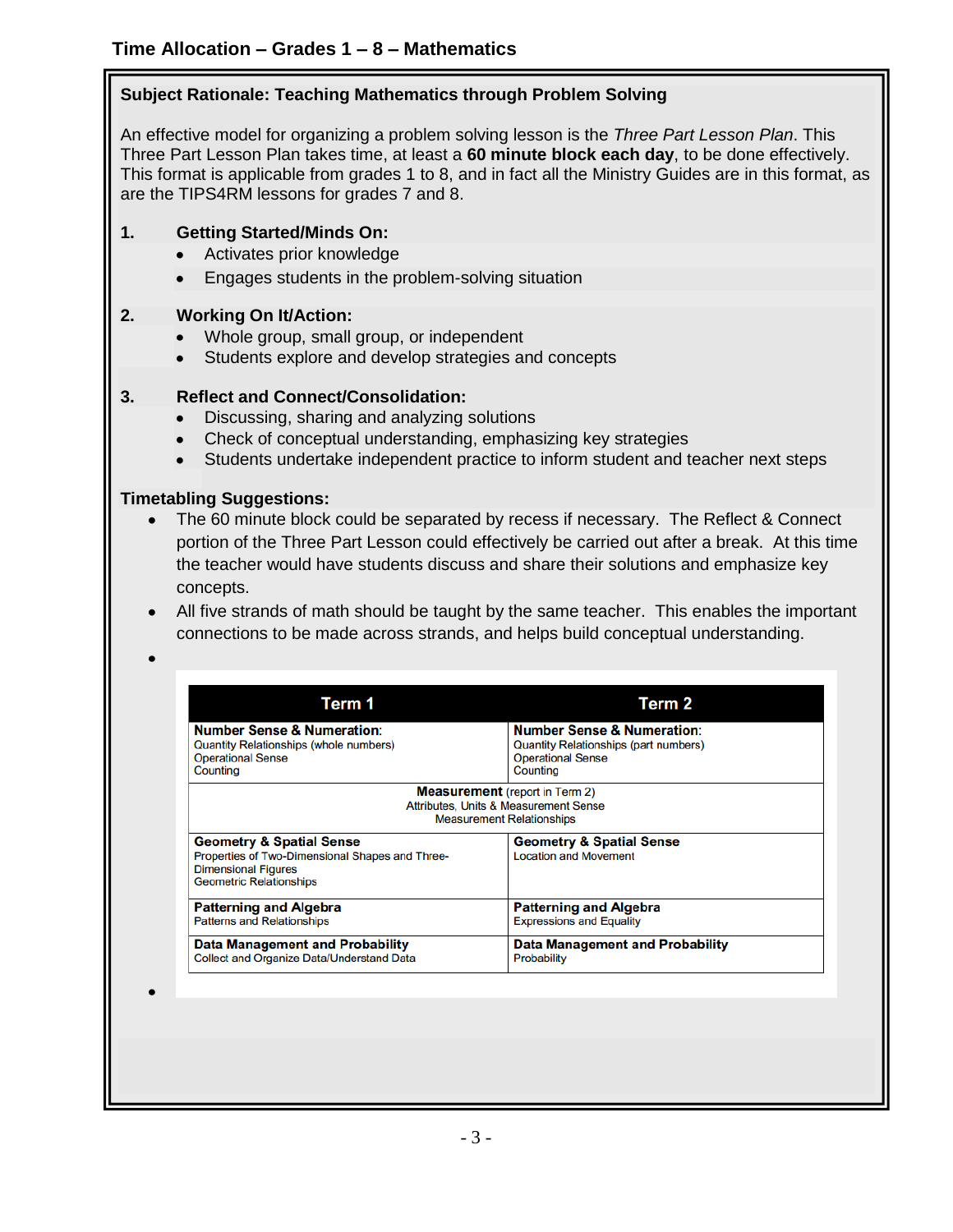## Time Allocation – Grades 1 – 8 – Mathematics

### Subject Rationale: Teaching Mathematics through Problem Solving

An effective model for organizing a problem solving lesson is the *Three Part Lesson Plan*. This Three Part Lesson Plan takes time, at least a **60 minute block each day**, to be done effectively. This format is applicable from grades 1 to 8, and in fact all the Ministry Guides are in this format, as are the TIPS4RM lessons for grades 7 and 8.

1. **Getting Started/Minds On:**
   - Activates prior knowledge
   - Engages students in the problem-solving situation

2. **Working On It/Action:**
   - Whole group, small group, or independent
   - Students explore and develop strategies and concepts

3. **Reflect and Connect/Consolidation:**
   - Discussing, sharing and analyzing solutions
   - Check of conceptual understanding, emphasizing key strategies
   - Students undertake independent practice to inform student and teacher next steps

**Timetabling Suggestions:**

- The 60 minute block could be separated by recess if necessary. The Reflect & Connect portion of the Three Part Lesson could effectively be carried out after a break. At this time the teacher would have students discuss and share their solutions and emphasize key concepts.
- All five strands of math should be taught by the same teacher. This enables the important connections to be made across strands, and helps build conceptual understanding.

| Term 1 | Term 2 |
|---|---|
| **Number Sense & Numeration**: Quantity Relationships (whole numbers) Operational Sense Counting | **Number Sense & Numeration**: Quantity Relationships (part numbers) Operational Sense Counting |
| **Measurement** (report in Term 2) Attributes, Units & Measurement Sense Measurement Relationships | |
| **Geometry & Spatial Sense** Properties of Two-Dimensional Shapes and Three-Dimensional Figures Geometric Relationships | **Geometry & Spatial Sense** Location and Movement |
| **Patterning and Algebra** Patterns and Relationships | **Patterning and Algebra** Expressions and Equality |
| **Data Management and Probability** Collect and Organize Data/Understand Data | **Data Management and Probability** Probability |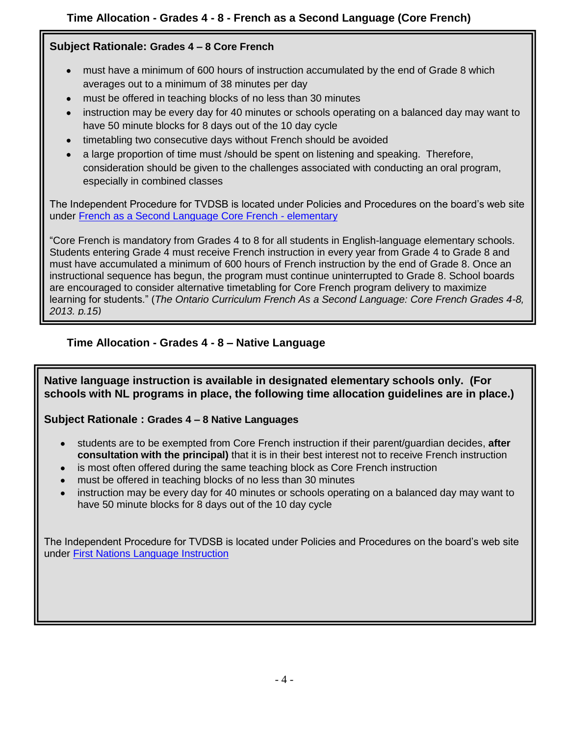## Time Allocation - Grades 4 - 8 - French as a Second Language (Core French)

**Subject Rationale: Grades 4 – 8 Core French**

- must have a minimum of 600 hours of instruction accumulated by the end of Grade 8 which averages out to a minimum of 38 minutes per day
- must be offered in teaching blocks of no less than 30 minutes
- instruction may be every day for 40 minutes or schools operating on a balanced day may want to have 50 minute blocks for 8 days out of the 10 day cycle
- timetabling two consecutive days without French should be avoided
- a large proportion of time must /should be spent on listening and speaking. Therefore, consideration should be given to the challenges associated with conducting an oral program, especially in combined classes

The Independent Procedure for TVDSB is located under Policies and Procedures on the board's web site under French as a Second Language Core French - elementary

"Core French is mandatory from Grades 4 to 8 for all students in English-language elementary schools. Students entering Grade 4 must receive French instruction in every year from Grade 4 to Grade 8 and must have accumulated a minimum of 600 hours of French instruction by the end of Grade 8. Once an instructional sequence has begun, the program must continue uninterrupted to Grade 8. School boards are encouraged to consider alternative timetabling for Core French program delivery to maximize learning for students." (*The Ontario Curriculum French As a Second Language: Core French Grades 4-8, 2013, p.15)*

## Time Allocation - Grades 4 - 8 – Native Language

**Native language instruction is available in designated elementary schools only. (For schools with NL programs in place, the following time allocation guidelines are in place.)**

**Subject Rationale : Grades 4 – 8 Native Languages**

- students are to be exempted from Core French instruction if their parent/guardian decides, **after consultation with the principal)** that it is in their best interest not to receive French instruction
- is most often offered during the same teaching block as Core French instruction
- must be offered in teaching blocks of no less than 30 minutes
- instruction may be every day for 40 minutes or schools operating on a balanced day may want to have 50 minute blocks for 8 days out of the 10 day cycle

The Independent Procedure for TVDSB is located under Policies and Procedures on the board's web site under First Nations Language Instruction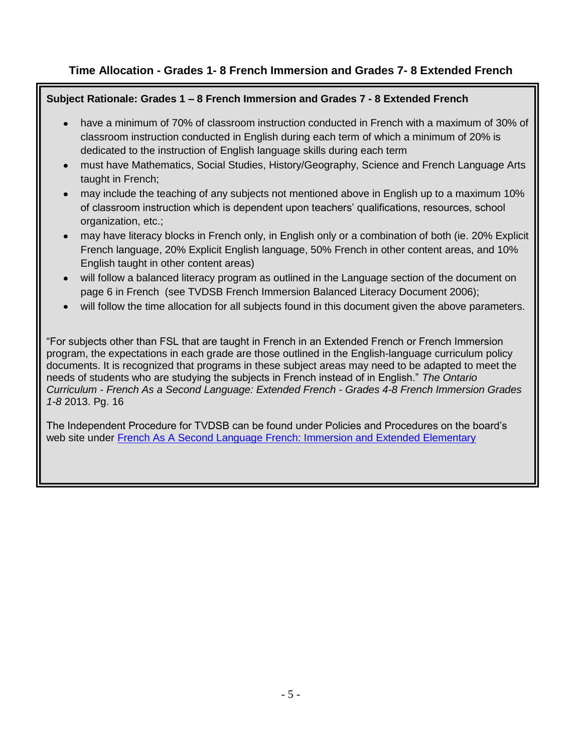## Time Allocation - Grades 1- 8 French Immersion and Grades 7- 8 Extended French

**Subject Rationale: Grades 1 – 8 French Immersion and Grades 7 - 8 Extended French**

- have a minimum of 70% of classroom instruction conducted in French with a maximum of 30% of classroom instruction conducted in English during each term of which a minimum of 20% is dedicated to the instruction of English language skills during each term
- must have Mathematics, Social Studies, History/Geography, Science and French Language Arts taught in French;
- may include the teaching of any subjects not mentioned above in English up to a maximum 10% of classroom instruction which is dependent upon teachers' qualifications, resources, school organization, etc.;
- may have literacy blocks in French only, in English only or a combination of both (ie. 20% Explicit French language, 20% Explicit English language, 50% French in other content areas, and 10% English taught in other content areas)
- will follow a balanced literacy program as outlined in the Language section of the document on page 6 in French (see TVDSB French Immersion Balanced Literacy Document 2006);
- will follow the time allocation for all subjects found in this document given the above parameters.

"For subjects other than FSL that are taught in French in an Extended French or French Immersion program, the expectations in each grade are those outlined in the English-language curriculum policy documents. It is recognized that programs in these subject areas may need to be adapted to meet the needs of students who are studying the subjects in French instead of in English." *The Ontario Curriculum - French As a Second Language: Extended French - Grades 4-8 French Immersion Grades 1-8* 2013. Pg. 16

The Independent Procedure for TVDSB can be found under Policies and Procedures on the board's web site under [French As A Second Language French: Immersion and Extended Elementary]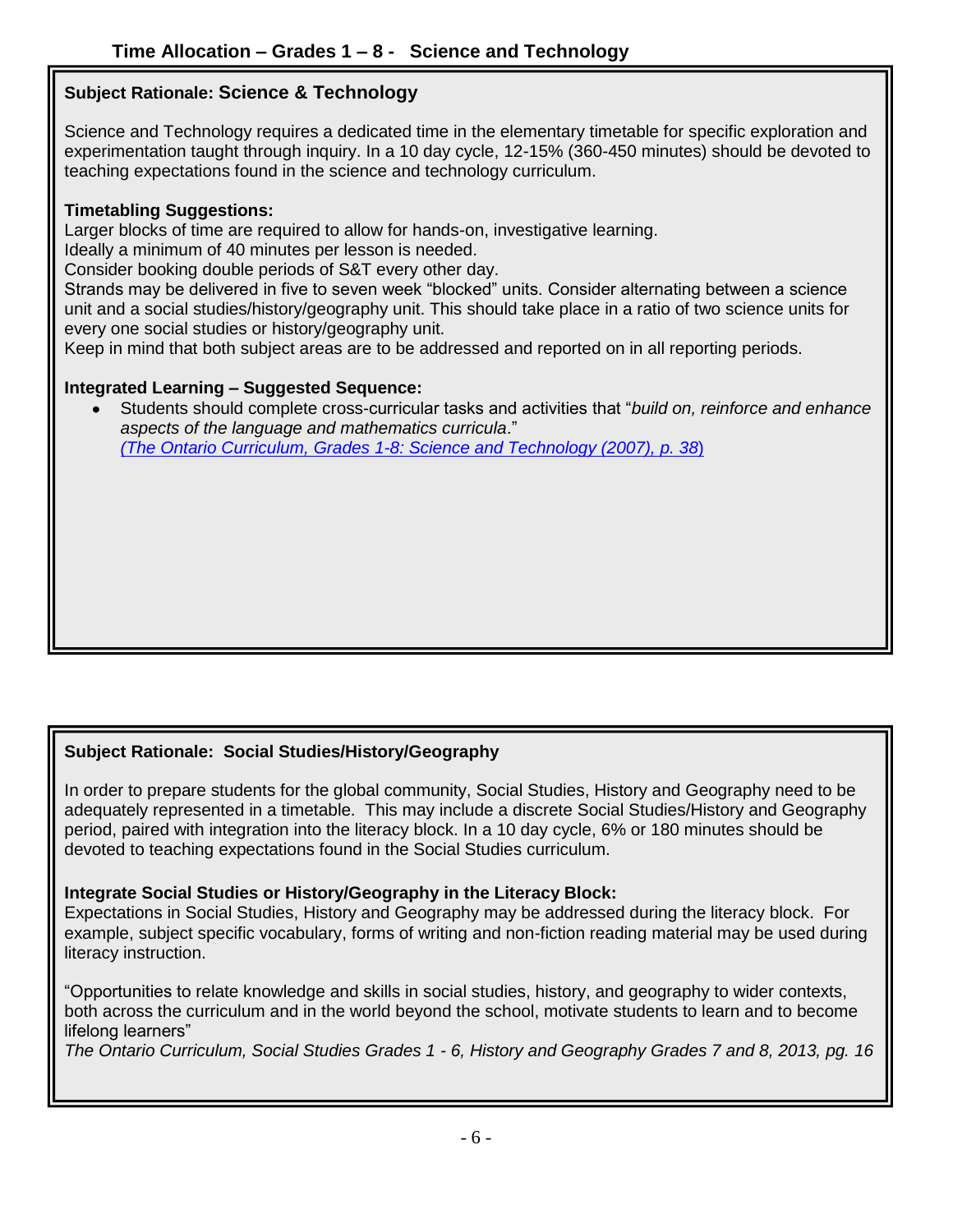## Time Allocation – Grades 1 – 8 - Science and Technology

### Subject Rationale: Science & Technology

Science and Technology requires a dedicated time in the elementary timetable for specific exploration and experimentation taught through inquiry. In a 10 day cycle, 12-15% (360-450 minutes) should be devoted to teaching expectations found in the science and technology curriculum.

**Timetabling Suggestions:**

Larger blocks of time are required to allow for hands-on, investigative learning.
Ideally a minimum of 40 minutes per lesson is needed.
Consider booking double periods of S&T every other day.
Strands may be delivered in five to seven week "blocked" units. Consider alternating between a science unit and a social studies/history/geography unit. This should take place in a ratio of two science units for every one social studies or history/geography unit.
Keep in mind that both subject areas are to be addressed and reported on in all reporting periods.

**Integrated Learning – Suggested Sequence:**

- Students should complete cross-curricular tasks and activities that "*build on, reinforce and enhance aspects of the language and mathematics curricula*."
  *(The Ontario Curriculum, Grades 1-8: Science and Technology (2007), p. 38)*

### Subject Rationale: Social Studies/History/Geography

In order to prepare students for the global community, Social Studies, History and Geography need to be adequately represented in a timetable. This may include a discrete Social Studies/History and Geography period, paired with integration into the literacy block. In a 10 day cycle, 6% or 180 minutes should be devoted to teaching expectations found in the Social Studies curriculum.

**Integrate Social Studies or History/Geography in the Literacy Block:**

Expectations in Social Studies, History and Geography may be addressed during the literacy block. For example, subject specific vocabulary, forms of writing and non-fiction reading material may be used during literacy instruction.

"Opportunities to relate knowledge and skills in social studies, history, and geography to wider contexts, both across the curriculum and in the world beyond the school, motivate students to learn and to become lifelong learners"
*The Ontario Curriculum, Social Studies Grades 1 - 6, History and Geography Grades 7 and 8, 2013, pg. 16*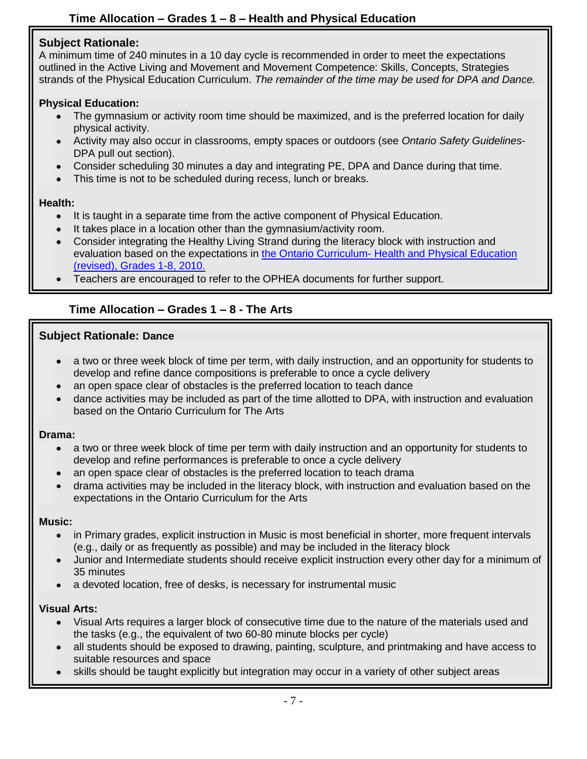## Time Allocation – Grades 1 – 8 – Health and Physical Education

**Subject Rationale:**
A minimum time of 240 minutes in a 10 day cycle is recommended in order to meet the expectations outlined in the Active Living and Movement and Movement Competence: Skills, Concepts, Strategies strands of the Physical Education Curriculum. *The remainder of the time may be used for DPA and Dance.*

**Physical Education:**

- The gymnasium or activity room time should be maximized, and is the preferred location for daily physical activity.
- Activity may also occur in classrooms, empty spaces or outdoors (see *Ontario Safety Guidelines*- DPA pull out section).
- Consider scheduling 30 minutes a day and integrating PE, DPA and Dance during that time.
- This time is not to be scheduled during recess, lunch or breaks.

**Health:**

- It is taught in a separate time from the active component of Physical Education.
- It takes place in a location other than the gymnasium/activity room.
- Consider integrating the Healthy Living Strand during the literacy block with instruction and evaluation based on the expectations in the Ontario Curriculum- Health and Physical Education (revised), Grades 1-8, 2010.
- Teachers are encouraged to refer to the OPHEA documents for further support.

## Time Allocation – Grades 1 – 8 - The Arts

**Subject Rationale: Dance**

- a two or three week block of time per term, with daily instruction, and an opportunity for students to develop and refine dance compositions is preferable to once a cycle delivery
- an open space clear of obstacles is the preferred location to teach dance
- dance activities may be included as part of the time allotted to DPA, with instruction and evaluation based on the Ontario Curriculum for The Arts

**Drama:**

- a two or three week block of time per term with daily instruction and an opportunity for students to develop and refine performances is preferable to once a cycle delivery
- an open space clear of obstacles is the preferred location to teach drama
- drama activities may be included in the literacy block, with instruction and evaluation based on the expectations in the Ontario Curriculum for the Arts

**Music:**

- in Primary grades, explicit instruction in Music is most beneficial in shorter, more frequent intervals (e.g., daily or as frequently as possible) and may be included in the literacy block
- Junior and Intermediate students should receive explicit instruction every other day for a minimum of 35 minutes
- a devoted location, free of desks, is necessary for instrumental music

**Visual Arts:**

- Visual Arts requires a larger block of consecutive time due to the nature of the materials used and the tasks (e.g., the equivalent of two 60-80 minute blocks per cycle)
- all students should be exposed to drawing, painting, sculpture, and printmaking and have access to suitable resources and space
- skills should be taught explicitly but integration may occur in a variety of other subject areas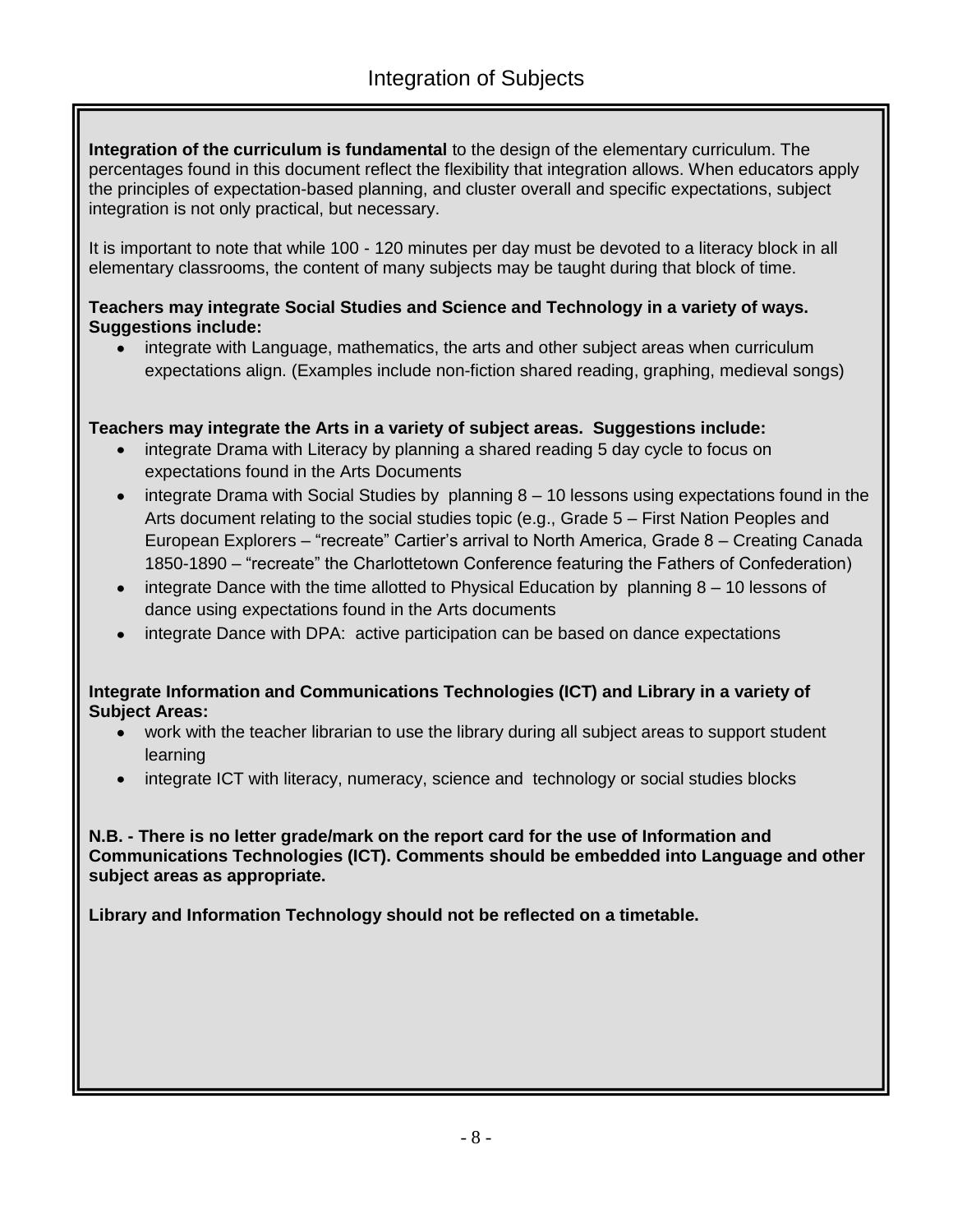# Integration of Subjects

**Integration of the curriculum is fundamental** to the design of the elementary curriculum. The percentages found in this document reflect the flexibility that integration allows. When educators apply the principles of expectation-based planning, and cluster overall and specific expectations, subject integration is not only practical, but necessary.

It is important to note that while 100 - 120 minutes per day must be devoted to a literacy block in all elementary classrooms, the content of many subjects may be taught during that block of time.

**Teachers may integrate Social Studies and Science and Technology in a variety of ways. Suggestions include:**

- integrate with Language, mathematics, the arts and other subject areas when curriculum expectations align. (Examples include non-fiction shared reading, graphing, medieval songs)

**Teachers may integrate the Arts in a variety of subject areas. Suggestions include:**

- integrate Drama with Literacy by planning a shared reading 5 day cycle to focus on expectations found in the Arts Documents
- integrate Drama with Social Studies by planning 8 – 10 lessons using expectations found in the Arts document relating to the social studies topic (e.g., Grade 5 – First Nation Peoples and European Explorers – "recreate" Cartier's arrival to North America, Grade 8 – Creating Canada 1850-1890 – "recreate" the Charlottetown Conference featuring the Fathers of Confederation)
- integrate Dance with the time allotted to Physical Education by planning 8 – 10 lessons of dance using expectations found in the Arts documents
- integrate Dance with DPA: active participation can be based on dance expectations

**Integrate Information and Communications Technologies (ICT) and Library in a variety of Subject Areas:**

- work with the teacher librarian to use the library during all subject areas to support student learning
- integrate ICT with literacy, numeracy, science and technology or social studies blocks

**N.B. - There is no letter grade/mark on the report card for the use of Information and Communications Technologies (ICT). Comments should be embedded into Language and other subject areas as appropriate.**

**Library and Information Technology should not be reflected on a timetable.**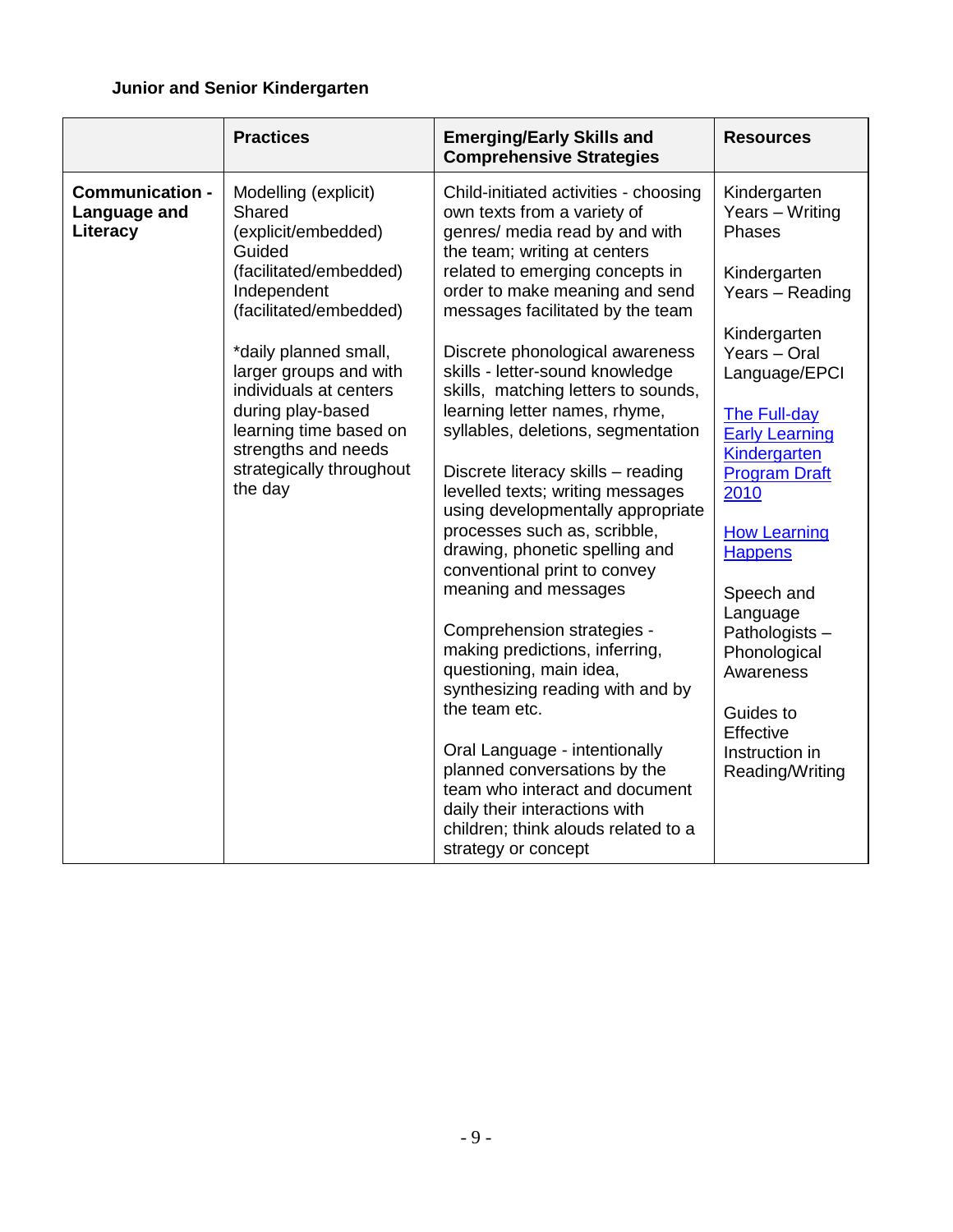**Junior and Senior Kindergarten**

| | Practices | Emerging/Early Skills and Comprehensive Strategies | Resources |
|---|---|---|---|
| **Communication - Language and Literacy** | Modelling (explicit)<br>Shared (explicit/embedded)<br>Guided (facilitated/embedded)<br>Independent (facilitated/embedded)<br><br>*daily planned small, larger groups and with individuals at centers during play-based learning time based on strengths and needs strategically throughout the day | Child-initiated activities - choosing own texts from a variety of genres/ media read by and with the team; writing at centers related to emerging concepts in order to make meaning and send messages facilitated by the team<br><br>Discrete phonological awareness skills - letter-sound knowledge skills, matching letters to sounds, learning letter names, rhyme, syllables, deletions, segmentation<br><br>Discrete literacy skills – reading levelled texts; writing messages using developmentally appropriate processes such as, scribble, drawing, phonetic spelling and conventional print to convey meaning and messages<br><br>Comprehension strategies - making predictions, inferring, questioning, main idea, synthesizing reading with and by the team etc.<br><br>Oral Language - intentionally planned conversations by the team who interact and document daily their interactions with children; think alouds related to a strategy or concept | Kindergarten Years – Writing Phases<br><br>Kindergarten Years – Reading<br><br>Kindergarten Years – Oral Language/EPCI<br><br>The Full-day Early Learning Kindergarten Program Draft 2010<br><br>How Learning Happens<br><br>Speech and Language Pathologists – Phonological Awareness<br><br>Guides to Effective Instruction in Reading/Writing |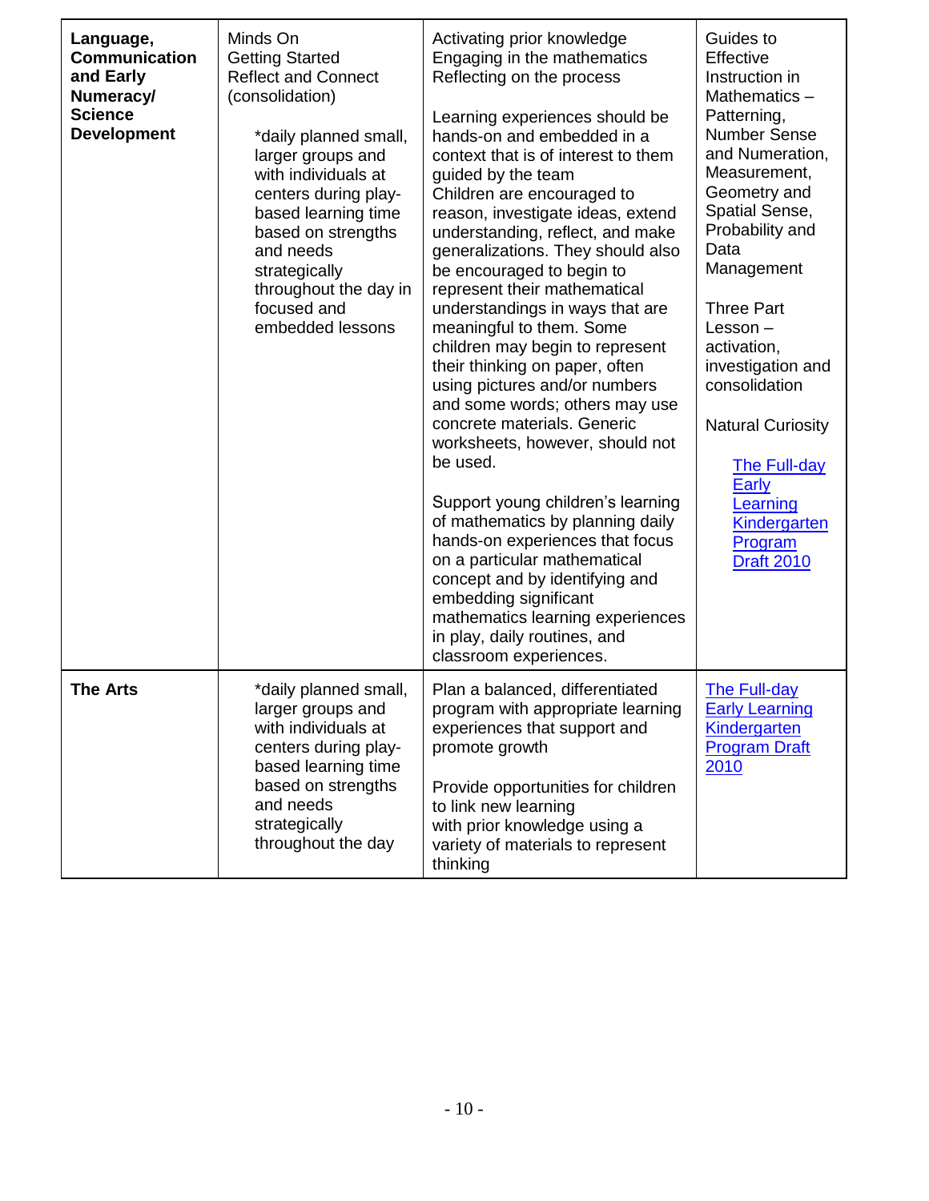| | | | |
|---|---|---|---|
| **Language, Communication and Early Numeracy/ Science Development** | Minds On<br>Getting Started<br>Reflect and Connect (consolidation)<br><br>*daily planned small, larger groups and with individuals at centers during play-based learning time based on strengths and needs strategically throughout the day in focused and embedded lessons | Activating prior knowledge<br>Engaging in the mathematics<br>Reflecting on the process<br><br>Learning experiences should be hands-on and embedded in a context that is of interest to them guided by the team<br>Children are encouraged to reason, investigate ideas, extend understanding, reflect, and make generalizations. They should also be encouraged to begin to represent their mathematical understandings in ways that are meaningful to them. Some children may begin to represent their thinking on paper, often using pictures and/or numbers and some words; others may use concrete materials. Generic worksheets, however, should not be used.<br><br>Support young children's learning of mathematics by planning daily hands-on experiences that focus on a particular mathematical concept and by identifying and embedding significant mathematics learning experiences in play, daily routines, and classroom experiences. | Guides to Effective Instruction in Mathematics – Patterning, Number Sense and Numeration, Measurement, Geometry and Spatial Sense, Probability and Data Management<br><br>Three Part Lesson – activation, investigation and consolidation<br><br>Natural Curiosity<br><br>The Full-day Early Learning Kindergarten Program Draft 2010 |
| **The Arts** | *daily planned small, larger groups and with individuals at centers during play-based learning time based on strengths and needs strategically throughout the day | Plan a balanced, differentiated program with appropriate learning experiences that support and promote growth<br><br>Provide opportunities for children to link new learning with prior knowledge using a variety of materials to represent thinking | The Full-day Early Learning Kindergarten Program Draft 2010 |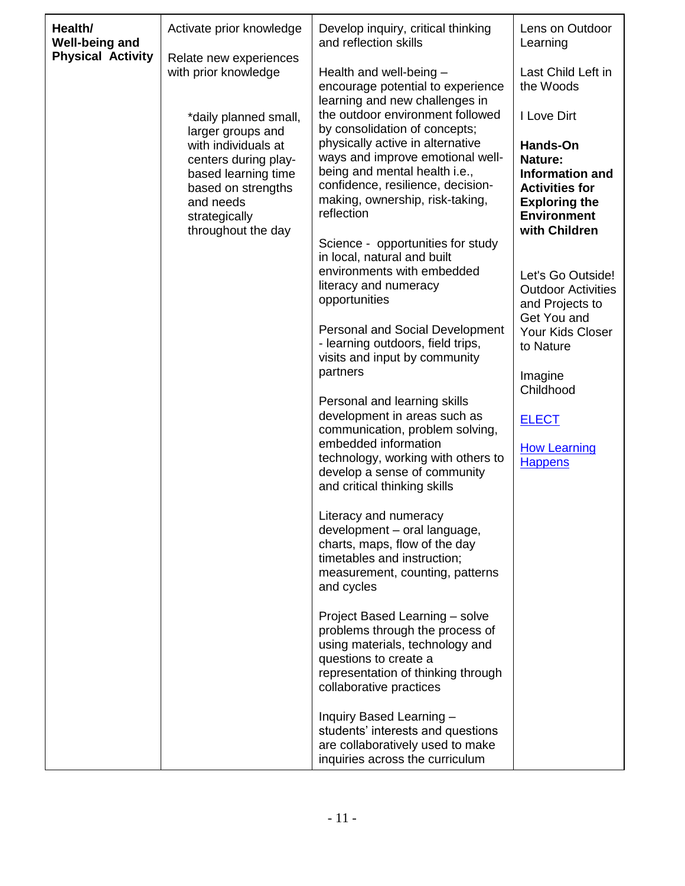| **Health/ Well-being and Physical Activity** | Activate prior knowledge<br><br>Relate new experiences with prior knowledge<br><br>*daily planned small, larger groups and with individuals at centers during play-based learning time based on strengths and needs strategically throughout the day | Develop inquiry, critical thinking and reflection skills<br><br>Health and well-being – encourage potential to experience learning and new challenges in the outdoor environment followed by consolidation of concepts; physically active in alternative ways and improve emotional well-being and mental health i.e., confidence, resilience, decision-making, ownership, risk-taking, reflection<br><br>Science - opportunities for study in local, natural and built environments with embedded literacy and numeracy opportunities<br><br>Personal and Social Development - learning outdoors, field trips, visits and input by community partners<br><br>Personal and learning skills development in areas such as communication, problem solving, embedded information technology, working with others to develop a sense of community and critical thinking skills<br><br>Literacy and numeracy development – oral language, charts, maps, flow of the day timetables and instruction; measurement, counting, patterns and cycles<br><br>Project Based Learning – solve problems through the process of using materials, technology and questions to create a representation of thinking through collaborative practices<br><br>Inquiry Based Learning – students' interests and questions are collaboratively used to make inquiries across the curriculum | Lens on Outdoor Learning<br><br>Last Child Left in the Woods<br><br>I Love Dirt<br><br>**Hands-On Nature: Information and Activities for Exploring the Environment with Children**<br><br>Let's Go Outside! Outdoor Activities and Projects to Get You and Your Kids Closer to Nature<br><br>Imagine Childhood<br><br>ELECT<br><br>How Learning Happens |
|---|---|---|---|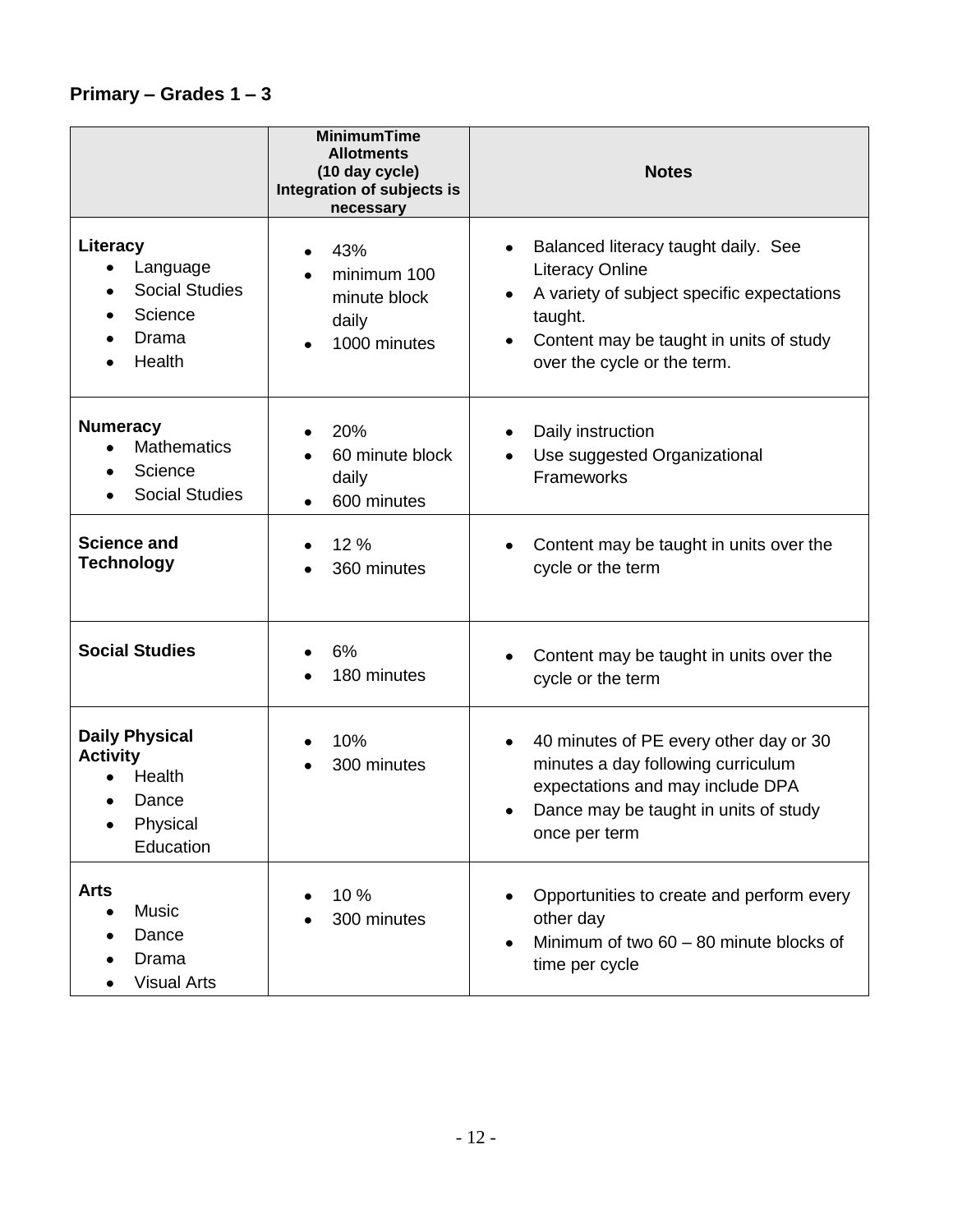## Primary – Grades 1 – 3

| | MinimumTime Allotments (10 day cycle) Integration of subjects is necessary | Notes |
|---|---|---|
| **Literacy**<br>• Language<br>• Social Studies<br>• Science<br>• Drama<br>• Health | • 43%<br>• minimum 100 minute block daily<br>• 1000 minutes | • Balanced literacy taught daily. See Literacy Online<br>• A variety of subject specific expectations taught.<br>• Content may be taught in units of study over the cycle or the term. |
| **Numeracy**<br>• Mathematics<br>• Science<br>• Social Studies | • 20%<br>• 60 minute block daily<br>• 600 minutes | • Daily instruction<br>• Use suggested Organizational Frameworks |
| **Science and Technology** | • 12 %<br>• 360 minutes | • Content may be taught in units over the cycle or the term |
| **Social Studies** | • 6%<br>• 180 minutes | • Content may be taught in units over the cycle or the term |
| **Daily Physical Activity**<br>• Health<br>• Dance<br>• Physical Education | • 10%<br>• 300 minutes | • 40 minutes of PE every other day or 30 minutes a day following curriculum expectations and may include DPA<br>• Dance may be taught in units of study once per term |
| **Arts**<br>• Music<br>• Dance<br>• Drama<br>• Visual Arts | • 10 %<br>• 300 minutes | • Opportunities to create and perform every other day<br>• Minimum of two 60 – 80 minute blocks of time per cycle |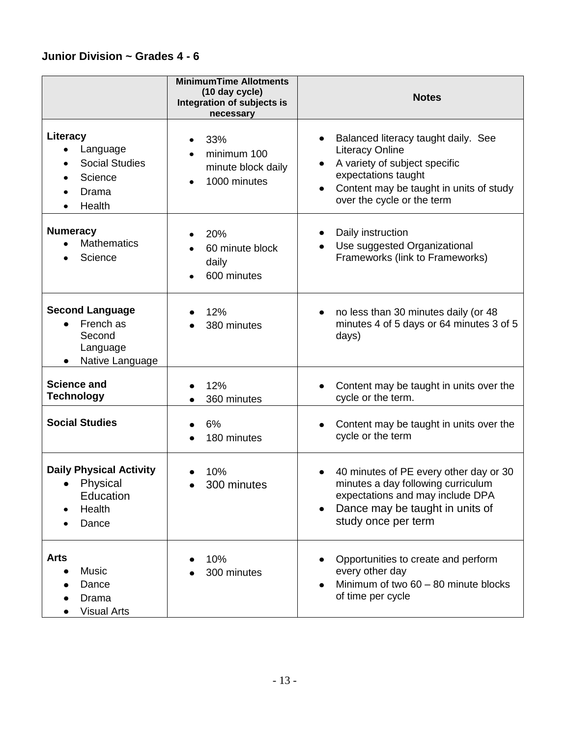## Junior Division ~ Grades 4 - 6

| | MinimumTime Allotments (10 day cycle) Integration of subjects is necessary | Notes |
|---|---|---|
| **Literacy**<br>• Language<br>• Social Studies<br>• Science<br>• Drama<br>• Health | • 33%<br>• minimum 100 minute block daily<br>• 1000 minutes | • Balanced literacy taught daily. See Literacy Online<br>• A variety of subject specific expectations taught<br>• Content may be taught in units of study over the cycle or the term |
| **Numeracy**<br>• Mathematics<br>• Science | • 20%<br>• 60 minute block daily<br>• 600 minutes | • Daily instruction<br>• Use suggested Organizational Frameworks (link to Frameworks) |
| **Second Language**<br>• French as Second Language<br>• Native Language | • 12%<br>• 380 minutes | • no less than 30 minutes daily (or 48 minutes 4 of 5 days or 64 minutes 3 of 5 days) |
| **Science and Technology** | • 12%<br>• 360 minutes | • Content may be taught in units over the cycle or the term. |
| **Social Studies** | • 6%<br>• 180 minutes | • Content may be taught in units over the cycle or the term |
| **Daily Physical Activity**<br>• Physical Education<br>• Health<br>• Dance | • 10%<br>• 300 minutes | • 40 minutes of PE every other day or 30 minutes a day following curriculum expectations and may include DPA<br>• Dance may be taught in units of study once per term |
| **Arts**<br>• Music<br>• Dance<br>• Drama<br>• Visual Arts | • 10%<br>• 300 minutes | • Opportunities to create and perform every other day<br>• Minimum of two 60 – 80 minute blocks of time per cycle |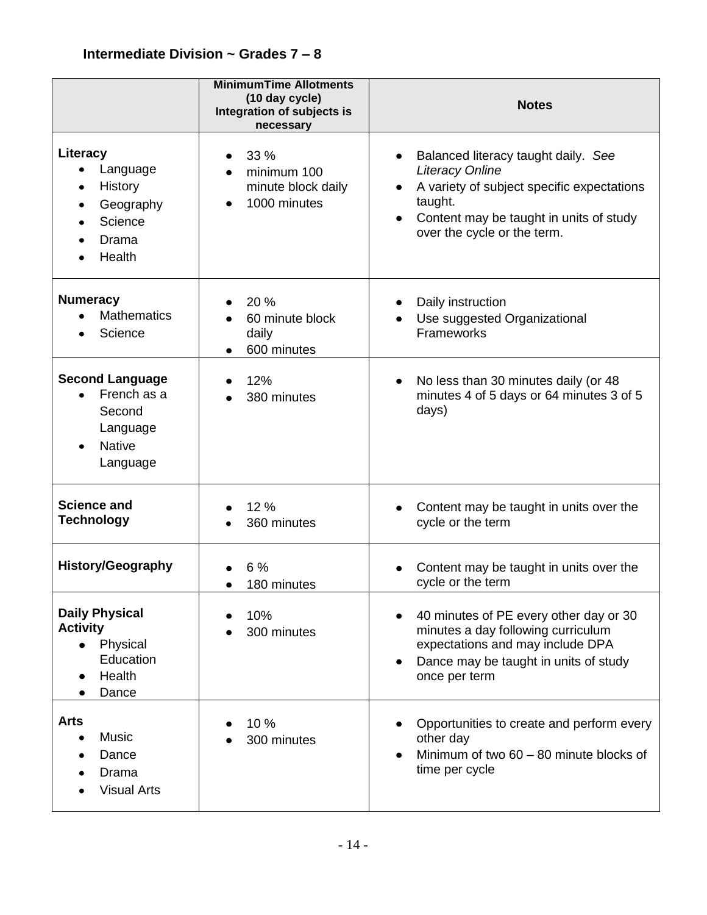## Intermediate Division ~ Grades 7 – 8

| | **MinimumTime Allotments (10 day cycle) Integration of subjects is necessary** | **Notes** |
|---|---|---|
| **Literacy**<br>• Language<br>• History<br>• Geography<br>• Science<br>• Drama<br>• Health | • 33 %<br>• minimum 100 minute block daily<br>• 1000 minutes | • Balanced literacy taught daily. *See Literacy Online*<br>• A variety of subject specific expectations taught.<br>• Content may be taught in units of study over the cycle or the term. |
| **Numeracy**<br>• Mathematics<br>• Science | • 20 %<br>• 60 minute block daily<br>• 600 minutes | • Daily instruction<br>• Use suggested Organizational Frameworks |
| **Second Language**<br>• French as a Second Language<br>• Native Language | • 12%<br>• 380 minutes | • No less than 30 minutes daily (or 48 minutes 4 of 5 days or 64 minutes 3 of 5 days) |
| **Science and Technology** | • 12 %<br>• 360 minutes | • Content may be taught in units over the cycle or the term |
| **History/Geography** | • 6 %<br>• 180 minutes | • Content may be taught in units over the cycle or the term |
| **Daily Physical Activity**<br>• Physical Education<br>• Health<br>• Dance | • 10%<br>• 300 minutes | • 40 minutes of PE every other day or 30 minutes a day following curriculum expectations and may include DPA<br>• Dance may be taught in units of study once per term |
| **Arts**<br>• Music<br>• Dance<br>• Drama<br>• Visual Arts | • 10 %<br>• 300 minutes | • Opportunities to create and perform every other day<br>• Minimum of two 60 – 80 minute blocks of time per cycle |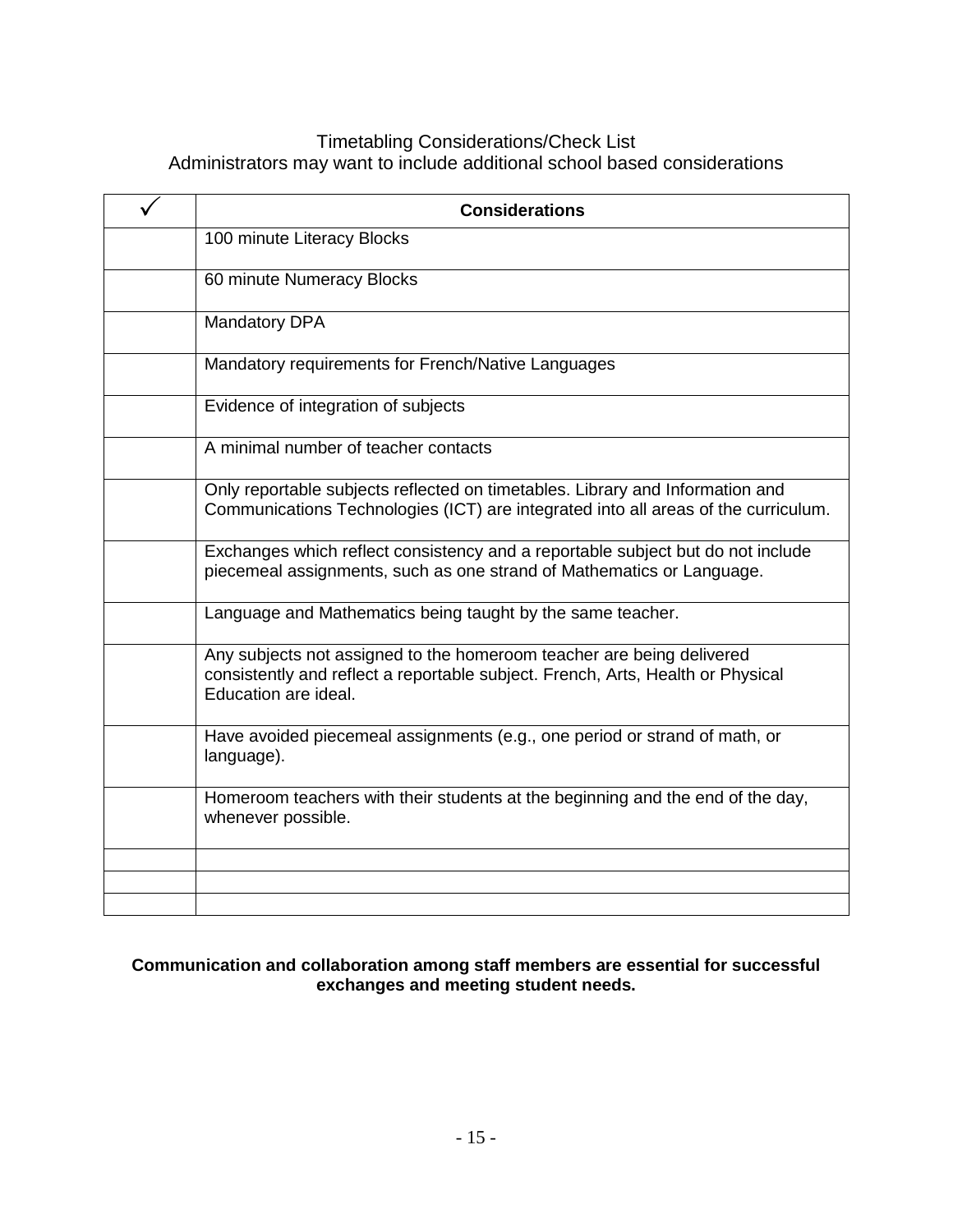Timetabling Considerations/Check List

Administrators may want to include additional school based considerations

| ✓ | **Considerations** |
| --- | --- |
| | 100 minute Literacy Blocks |
| | 60 minute Numeracy Blocks |
| | Mandatory DPA |
| | Mandatory requirements for French/Native Languages |
| | Evidence of integration of subjects |
| | A minimal number of teacher contacts |
| | Only reportable subjects reflected on timetables. Library and Information and Communications Technologies (ICT) are integrated into all areas of the curriculum. |
| | Exchanges which reflect consistency and a reportable subject but do not include piecemeal assignments, such as one strand of Mathematics or Language. |
| | Language and Mathematics being taught by the same teacher. |
| | Any subjects not assigned to the homeroom teacher are being delivered consistently and reflect a reportable subject. French, Arts, Health or Physical Education are ideal. |
| | Have avoided piecemeal assignments (e.g., one period or strand of math, or language). |
| | Homeroom teachers with their students at the beginning and the end of the day, whenever possible. |
| | |
| | |
| | |

**Communication and collaboration among staff members are essential for successful exchanges and meeting student needs.**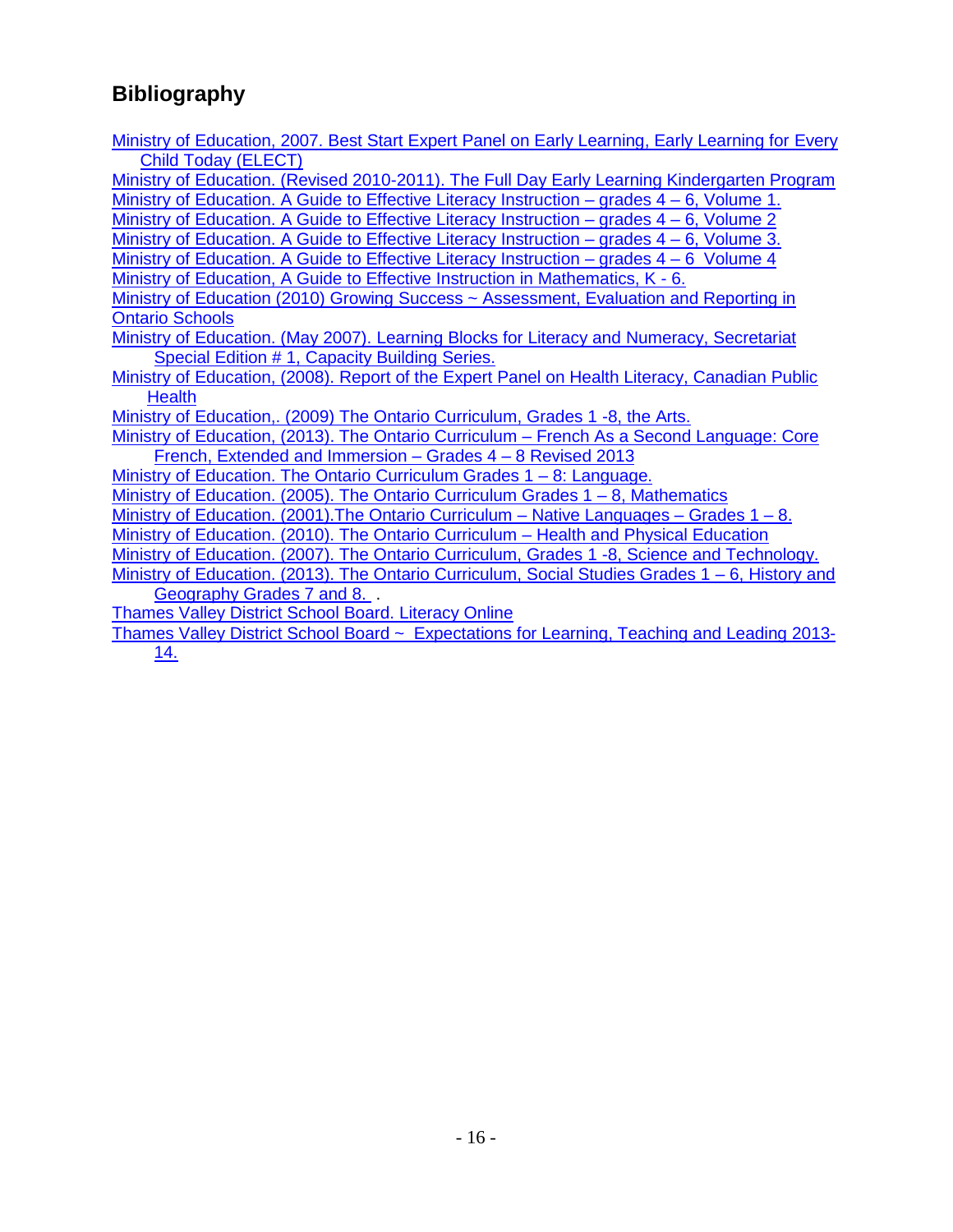## Bibliography

Ministry of Education, 2007. Best Start Expert Panel on Early Learning, Early Learning for Every Child Today (ELECT)

Ministry of Education. (Revised 2010-2011). The Full Day Early Learning Kindergarten Program

Ministry of Education. A Guide to Effective Literacy Instruction – grades 4 – 6, Volume 1.

Ministry of Education. A Guide to Effective Literacy Instruction – grades 4 – 6, Volume 2

Ministry of Education. A Guide to Effective Literacy Instruction – grades 4 – 6, Volume 3.

Ministry of Education. A Guide to Effective Literacy Instruction – grades 4 – 6 Volume 4

Ministry of Education, A Guide to Effective Instruction in Mathematics, K - 6.

Ministry of Education (2010) Growing Success ~ Assessment, Evaluation and Reporting in Ontario Schools

Ministry of Education. (May 2007). Learning Blocks for Literacy and Numeracy, Secretariat Special Edition # 1, Capacity Building Series.

Ministry of Education, (2008). Report of the Expert Panel on Health Literacy, Canadian Public Health

Ministry of Education,. (2009) The Ontario Curriculum, Grades 1 -8, the Arts.

Ministry of Education, (2013). The Ontario Curriculum – French As a Second Language: Core French, Extended and Immersion – Grades 4 – 8 Revised 2013

Ministry of Education. The Ontario Curriculum Grades 1 – 8: Language.

Ministry of Education. (2005). The Ontario Curriculum Grades 1 – 8, Mathematics

Ministry of Education. (2001).The Ontario Curriculum – Native Languages – Grades 1 – 8.

Ministry of Education. (2010). The Ontario Curriculum – Health and Physical Education

Ministry of Education. (2007). The Ontario Curriculum, Grades 1 -8, Science and Technology.

Ministry of Education. (2013). The Ontario Curriculum, Social Studies Grades 1 – 6, History and Geography Grades 7 and 8. .

Thames Valley District School Board. Literacy Online

Thames Valley District School Board ~ Expectations for Learning, Teaching and Leading 2013-14.